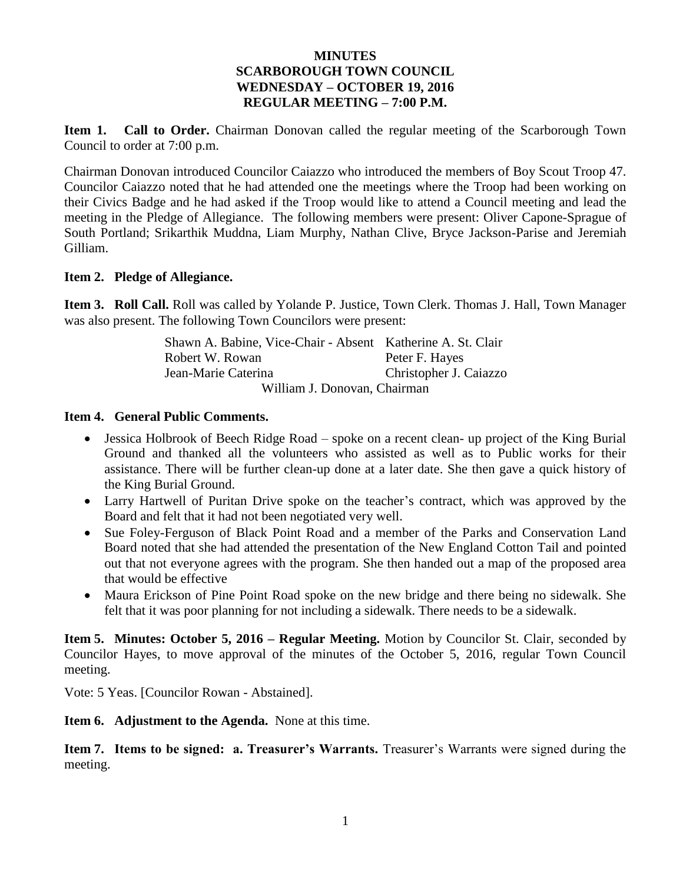# MINUTES
## SCARBOROUGH TOWN COUNCIL
## WEDNESDAY – OCTOBER 19, 2016
## REGULAR MEETING – 7:00 P.M.

**Item 1. Call to Order.** Chairman Donovan called the regular meeting of the Scarborough Town Council to order at 7:00 p.m.

Chairman Donovan introduced Councilor Caiazzo who introduced the members of Boy Scout Troop 47. Councilor Caiazzo noted that he had attended one the meetings where the Troop had been working on their Civics Badge and he had asked if the Troop would like to attend a Council meeting and lead the meeting in the Pledge of Allegiance. The following members were present: Oliver Capone-Sprague of South Portland; Srikarthik Muddna, Liam Murphy, Nathan Clive, Bryce Jackson-Parise and Jeremiah Gilliam.

**Item 2. Pledge of Allegiance.**

**Item 3. Roll Call.** Roll was called by Yolande P. Justice, Town Clerk. Thomas J. Hall, Town Manager was also present. The following Town Councilors were present:

| | |
|---|---|
| Shawn A. Babine, Vice-Chair - Absent | Katherine A. St. Clair |
| Robert W. Rowan | Peter F. Hayes |
| Jean-Marie Caterina | Christopher J. Caiazzo |

William J. Donovan, Chairman

**Item 4. General Public Comments.**

- Jessica Holbrook of Beech Ridge Road – spoke on a recent clean- up project of the King Burial Ground and thanked all the volunteers who assisted as well as to Public works for their assistance. There will be further clean-up done at a later date. She then gave a quick history of the King Burial Ground.
- Larry Hartwell of Puritan Drive spoke on the teacher's contract, which was approved by the Board and felt that it had not been negotiated very well.
- Sue Foley-Ferguson of Black Point Road and a member of the Parks and Conservation Land Board noted that she had attended the presentation of the New England Cotton Tail and pointed out that not everyone agrees with the program. She then handed out a map of the proposed area that would be effective
- Maura Erickson of Pine Point Road spoke on the new bridge and there being no sidewalk. She felt that it was poor planning for not including a sidewalk. There needs to be a sidewalk.

**Item 5. Minutes: October 5, 2016 – Regular Meeting.** Motion by Councilor St. Clair, seconded by Councilor Hayes, to move approval of the minutes of the October 5, 2016, regular Town Council meeting.

Vote: 5 Yeas. [Councilor Rowan - Abstained].

**Item 6. Adjustment to the Agenda.** None at this time.

**Item 7. Items to be signed: a. Treasurer's Warrants.** Treasurer's Warrants were signed during the meeting.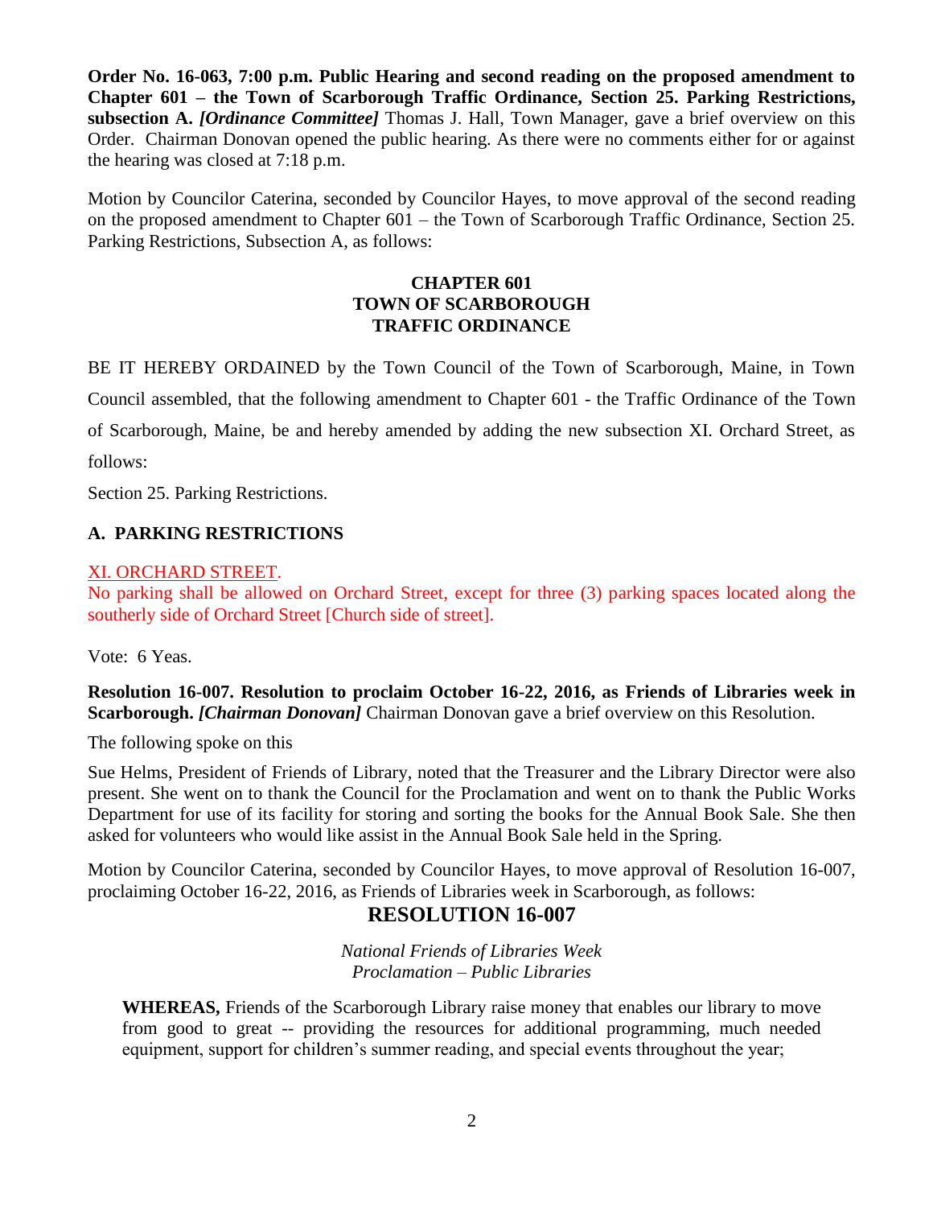**Order No. 16-063, 7:00 p.m. Public Hearing and second reading on the proposed amendment to Chapter 601 – the Town of Scarborough Traffic Ordinance, Section 25. Parking Restrictions, subsection A.** ***[Ordinance Committee]*** Thomas J. Hall, Town Manager, gave a brief overview on this Order. Chairman Donovan opened the public hearing. As there were no comments either for or against the hearing was closed at 7:18 p.m.

Motion by Councilor Caterina, seconded by Councilor Hayes, to move approval of the second reading on the proposed amendment to Chapter 601 – the Town of Scarborough Traffic Ordinance, Section 25. Parking Restrictions, Subsection A, as follows:

**CHAPTER 601**
**TOWN OF SCARBOROUGH**
**TRAFFIC ORDINANCE**

BE IT HEREBY ORDAINED by the Town Council of the Town of Scarborough, Maine, in Town Council assembled, that the following amendment to Chapter 601 - the Traffic Ordinance of the Town of Scarborough, Maine, be and hereby amended by adding the new subsection XI. Orchard Street, as follows:

Section 25. Parking Restrictions.

**A. PARKING RESTRICTIONS**

XI. ORCHARD STREET.

No parking shall be allowed on Orchard Street, except for three (3) parking spaces located along the southerly side of Orchard Street [Church side of street].

Vote: 6 Yeas.

**Resolution 16-007. Resolution to proclaim October 16-22, 2016, as Friends of Libraries week in Scarborough.** ***[Chairman Donovan]*** Chairman Donovan gave a brief overview on this Resolution.

The following spoke on this

Sue Helms, President of Friends of Library, noted that the Treasurer and the Library Director were also present. She went on to thank the Council for the Proclamation and went on to thank the Public Works Department for use of its facility for storing and sorting the books for the Annual Book Sale. She then asked for volunteers who would like assist in the Annual Book Sale held in the Spring.

Motion by Councilor Caterina, seconded by Councilor Hayes, to move approval of Resolution 16-007, proclaiming October 16-22, 2016, as Friends of Libraries week in Scarborough, as follows:

## RESOLUTION 16-007

*National Friends of Libraries Week*
*Proclamation – Public Libraries*

**WHEREAS,** Friends of the Scarborough Library raise money that enables our library to move from good to great -- providing the resources for additional programming, much needed equipment, support for children's summer reading, and special events throughout the year;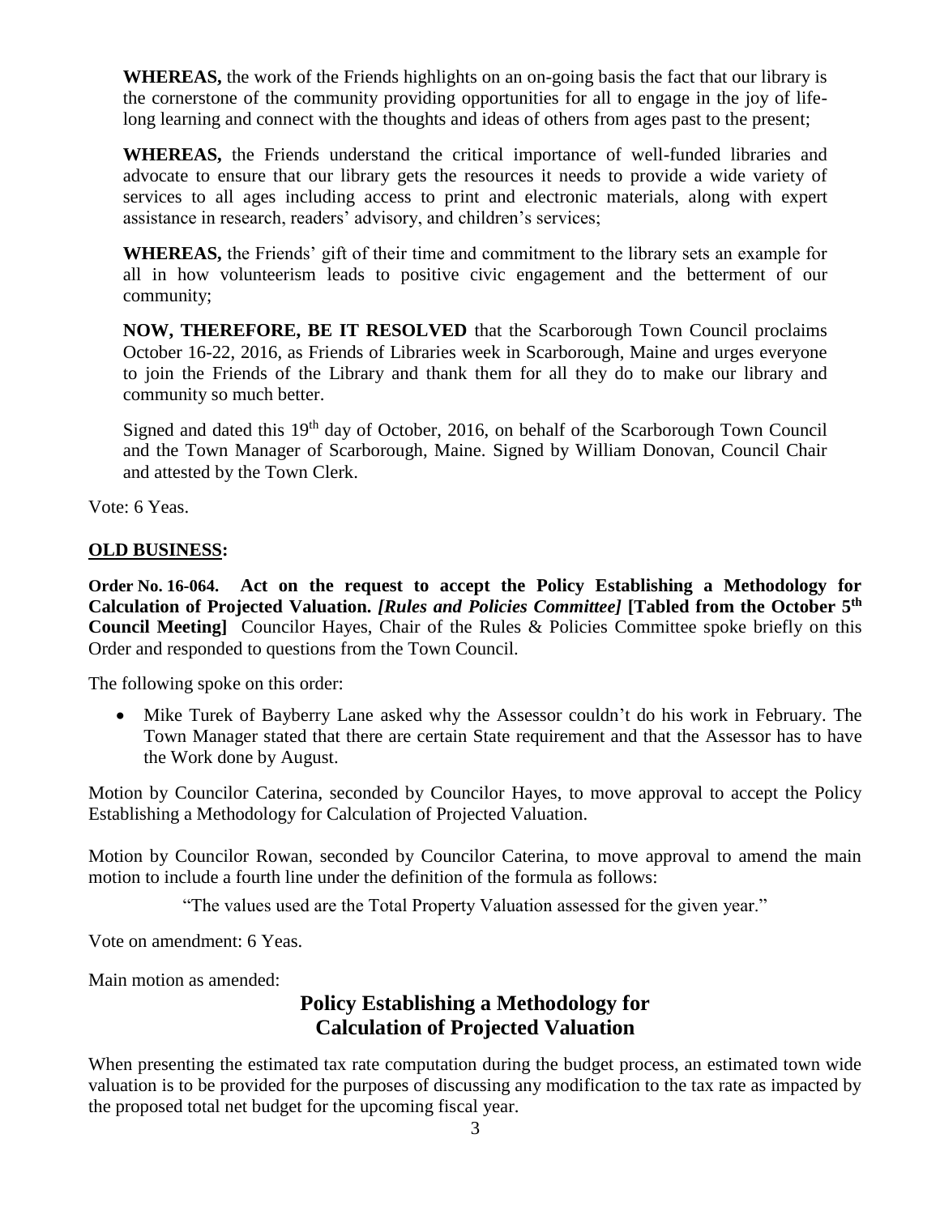**WHEREAS,** the work of the Friends highlights on an on-going basis the fact that our library is the cornerstone of the community providing opportunities for all to engage in the joy of life-long learning and connect with the thoughts and ideas of others from ages past to the present;

**WHEREAS,** the Friends understand the critical importance of well-funded libraries and advocate to ensure that our library gets the resources it needs to provide a wide variety of services to all ages including access to print and electronic materials, along with expert assistance in research, readers' advisory, and children's services;

**WHEREAS,** the Friends' gift of their time and commitment to the library sets an example for all in how volunteerism leads to positive civic engagement and the betterment of our community;

**NOW, THEREFORE, BE IT RESOLVED** that the Scarborough Town Council proclaims October 16-22, 2016, as Friends of Libraries week in Scarborough, Maine and urges everyone to join the Friends of the Library and thank them for all they do to make our library and community so much better.

Signed and dated this 19th day of October, 2016, on behalf of the Scarborough Town Council and the Town Manager of Scarborough, Maine. Signed by William Donovan, Council Chair and attested by the Town Clerk.

Vote: 6 Yeas.

**OLD BUSINESS:**

**Order No. 16-064. Act on the request to accept the Policy Establishing a Methodology for Calculation of Projected Valuation.** ***[Rules and Policies Committee]*** **[Tabled from the October 5th Council Meeting]** Councilor Hayes, Chair of the Rules & Policies Committee spoke briefly on this Order and responded to questions from the Town Council.

The following spoke on this order:

- Mike Turek of Bayberry Lane asked why the Assessor couldn't do his work in February. The Town Manager stated that there are certain State requirement and that the Assessor has to have the Work done by August.

Motion by Councilor Caterina, seconded by Councilor Hayes, to move approval to accept the Policy Establishing a Methodology for Calculation of Projected Valuation.

Motion by Councilor Rowan, seconded by Councilor Caterina, to move approval to amend the main motion to include a fourth line under the definition of the formula as follows:

"The values used are the Total Property Valuation assessed for the given year."

Vote on amendment: 6 Yeas.

Main motion as amended:

## Policy Establishing a Methodology for Calculation of Projected Valuation

When presenting the estimated tax rate computation during the budget process, an estimated town wide valuation is to be provided for the purposes of discussing any modification to the tax rate as impacted by the proposed total net budget for the upcoming fiscal year.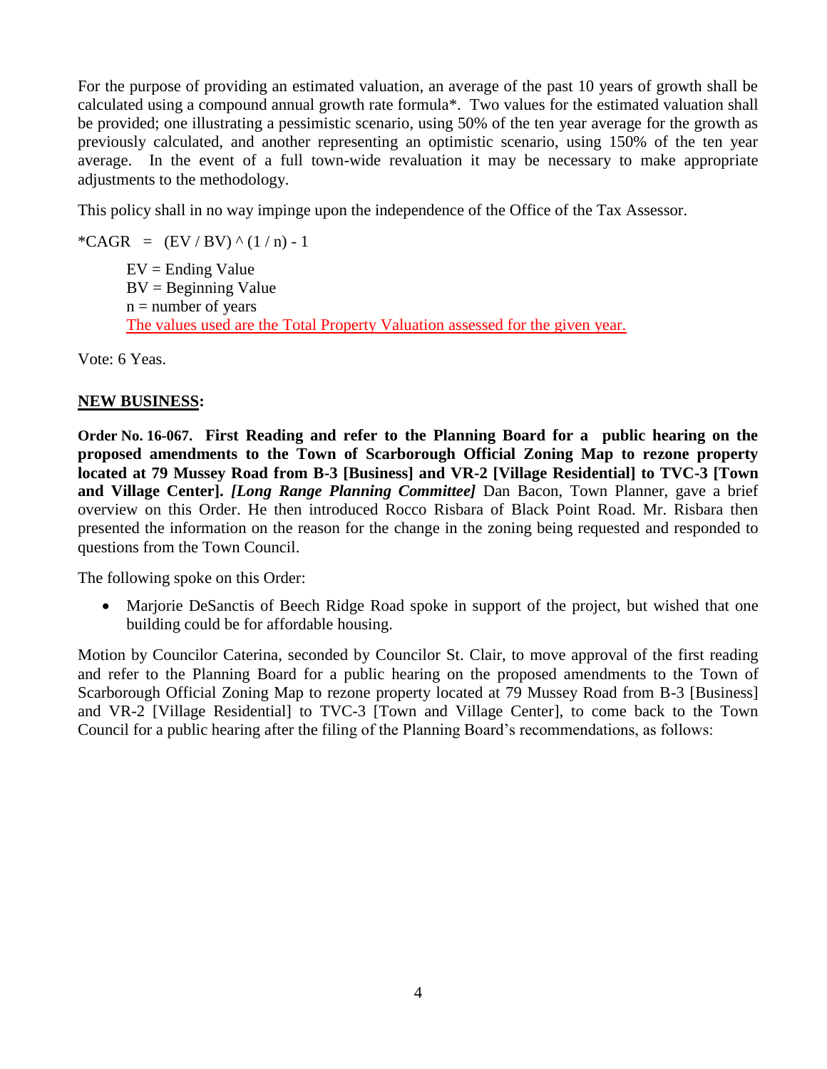For the purpose of providing an estimated valuation, an average of the past 10 years of growth shall be calculated using a compound annual growth rate formula*. Two values for the estimated valuation shall be provided; one illustrating a pessimistic scenario, using 50% of the ten year average for the growth as previously calculated, and another representing an optimistic scenario, using 150% of the ten year average. In the event of a full town-wide revaluation it may be necessary to make appropriate adjustments to the methodology.

This policy shall in no way impinge upon the independence of the Office of the Tax Assessor.

*CAGR = (EV / BV) ^ (1 / n) - 1

> EV = Ending Value
> BV = Beginning Value
> n = number of years
> The values used are the Total Property Valuation assessed for the given year.

Vote: 6 Yeas.

## NEW BUSINESS:

**Order No. 16-067. First Reading and refer to the Planning Board for a public hearing on the proposed amendments to the Town of Scarborough Official Zoning Map to rezone property located at 79 Mussey Road from B-3 [Business] and VR-2 [Village Residential] to TVC-3 [Town and Village Center].** ***[Long Range Planning Committee]*** Dan Bacon, Town Planner, gave a brief overview on this Order. He then introduced Rocco Risbara of Black Point Road. Mr. Risbara then presented the information on the reason for the change in the zoning being requested and responded to questions from the Town Council.

The following spoke on this Order:

- Marjorie DeSanctis of Beech Ridge Road spoke in support of the project, but wished that one building could be for affordable housing.

Motion by Councilor Caterina, seconded by Councilor St. Clair, to move approval of the first reading and refer to the Planning Board for a public hearing on the proposed amendments to the Town of Scarborough Official Zoning Map to rezone property located at 79 Mussey Road from B-3 [Business] and VR-2 [Village Residential] to TVC-3 [Town and Village Center], to come back to the Town Council for a public hearing after the filing of the Planning Board's recommendations, as follows: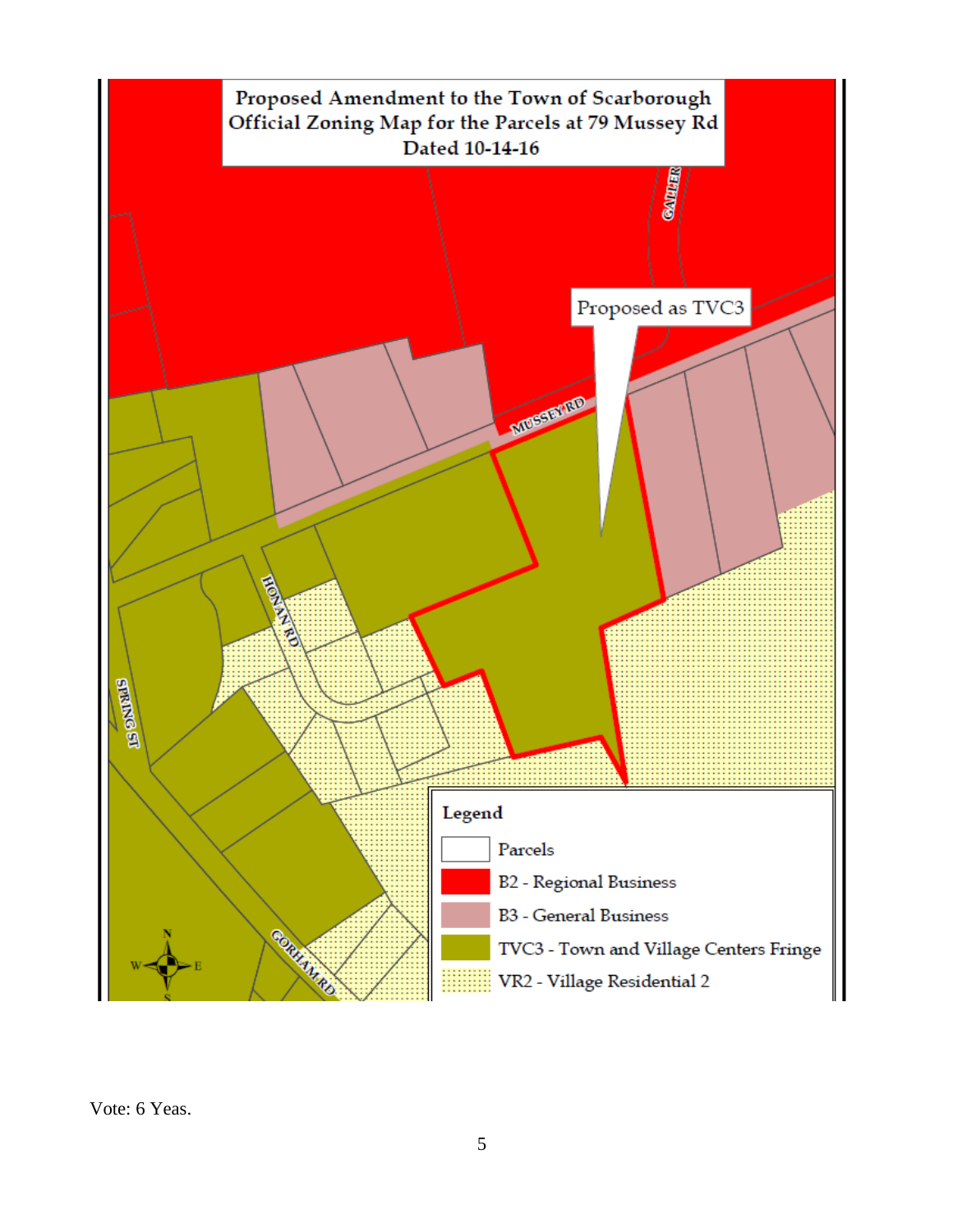Proposed Amendment to the Town of Scarborough Official Zoning Map for the Parcels at 79 Mussey Rd Dated 10-14-16

Proposed as TVC3

MUSSEY RD

GALLERY

HONAN RD

SPRING ST

GORHAM RD

Legend

- Parcels
- B2 - Regional Business
- B3 - General Business
- TVC3 - Town and Village Centers Fringe
- VR2 - Village Residential 2

Vote: 6 Yeas.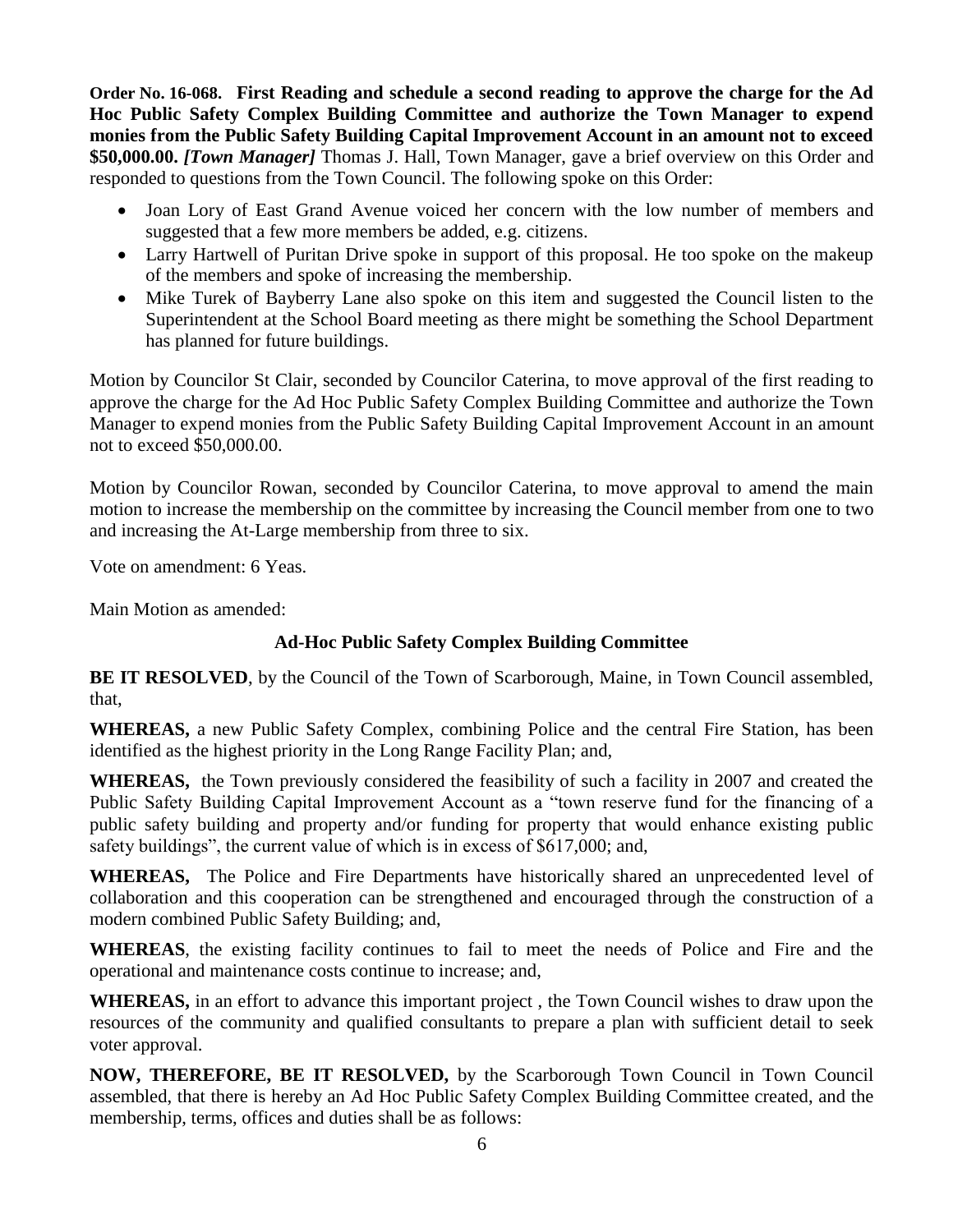**Order No. 16-068. First Reading and schedule a second reading to approve the charge for the Ad Hoc Public Safety Complex Building Committee and authorize the Town Manager to expend monies from the Public Safety Building Capital Improvement Account in an amount not to exceed $50,000.00.** ***[Town Manager]*** Thomas J. Hall, Town Manager, gave a brief overview on this Order and responded to questions from the Town Council. The following spoke on this Order:

- Joan Lory of East Grand Avenue voiced her concern with the low number of members and suggested that a few more members be added, e.g. citizens.
- Larry Hartwell of Puritan Drive spoke in support of this proposal. He too spoke on the makeup of the members and spoke of increasing the membership.
- Mike Turek of Bayberry Lane also spoke on this item and suggested the Council listen to the Superintendent at the School Board meeting as there might be something the School Department has planned for future buildings.

Motion by Councilor St Clair, seconded by Councilor Caterina, to move approval of the first reading to approve the charge for the Ad Hoc Public Safety Complex Building Committee and authorize the Town Manager to expend monies from the Public Safety Building Capital Improvement Account in an amount not to exceed $50,000.00.

Motion by Councilor Rowan, seconded by Councilor Caterina, to move approval to amend the main motion to increase the membership on the committee by increasing the Council member from one to two and increasing the At-Large membership from three to six.

Vote on amendment: 6 Yeas.

Main Motion as amended:

**Ad-Hoc Public Safety Complex Building Committee**

**BE IT RESOLVED**, by the Council of the Town of Scarborough, Maine, in Town Council assembled, that,

**WHEREAS,** a new Public Safety Complex, combining Police and the central Fire Station, has been identified as the highest priority in the Long Range Facility Plan; and,

**WHEREAS,** the Town previously considered the feasibility of such a facility in 2007 and created the Public Safety Building Capital Improvement Account as a "town reserve fund for the financing of a public safety building and property and/or funding for property that would enhance existing public safety buildings", the current value of which is in excess of $617,000; and,

**WHEREAS,** The Police and Fire Departments have historically shared an unprecedented level of collaboration and this cooperation can be strengthened and encouraged through the construction of a modern combined Public Safety Building; and,

**WHEREAS**, the existing facility continues to fail to meet the needs of Police and Fire and the operational and maintenance costs continue to increase; and,

**WHEREAS,** in an effort to advance this important project , the Town Council wishes to draw upon the resources of the community and qualified consultants to prepare a plan with sufficient detail to seek voter approval.

**NOW, THEREFORE, BE IT RESOLVED,** by the Scarborough Town Council in Town Council assembled, that there is hereby an Ad Hoc Public Safety Complex Building Committee created, and the membership, terms, offices and duties shall be as follows: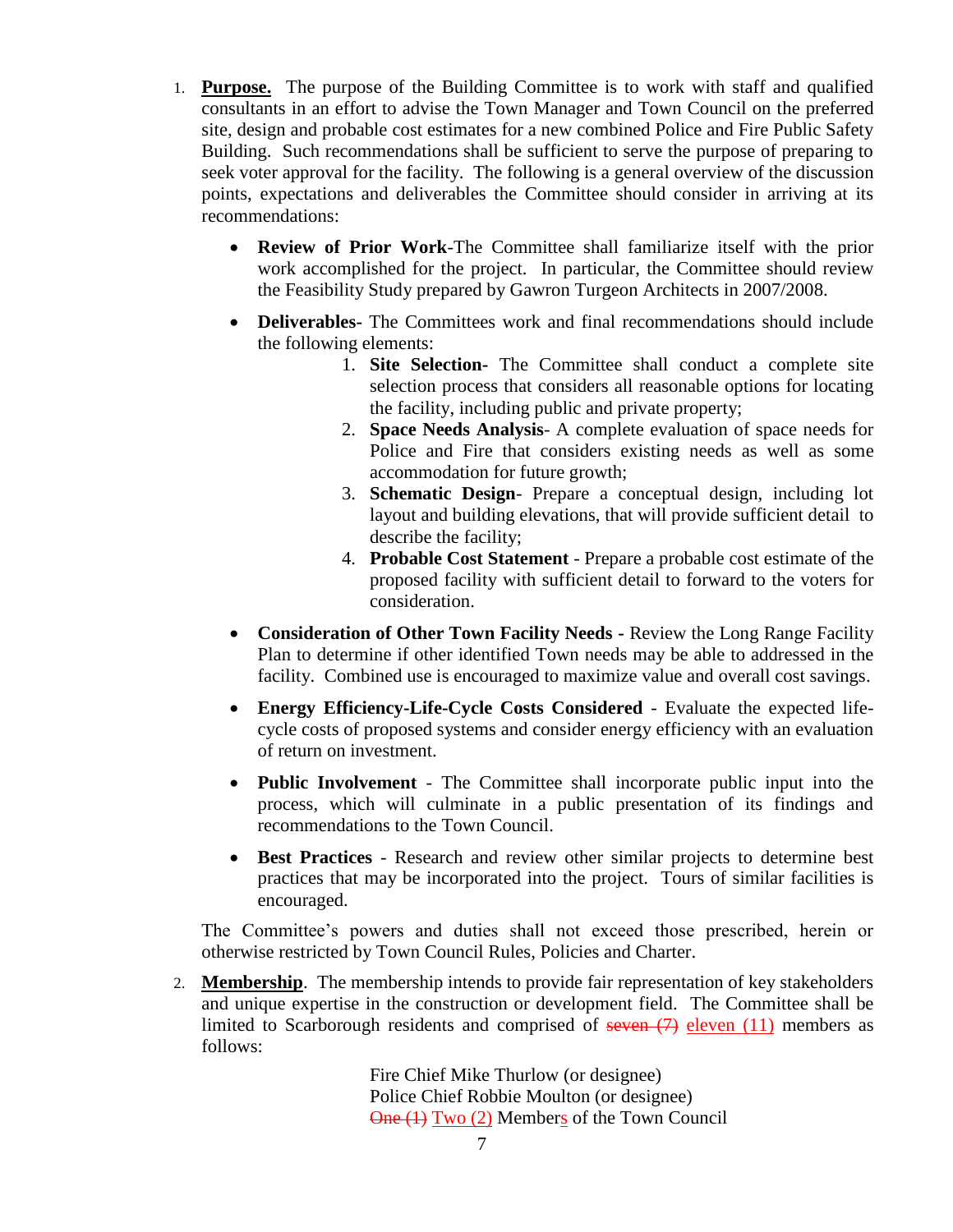1. **Purpose.** The purpose of the Building Committee is to work with staff and qualified consultants in an effort to advise the Town Manager and Town Council on the preferred site, design and probable cost estimates for a new combined Police and Fire Public Safety Building. Such recommendations shall be sufficient to serve the purpose of preparing to seek voter approval for the facility. The following is a general overview of the discussion points, expectations and deliverables the Committee should consider in arriving at its recommendations:

   - **Review of Prior Work**-The Committee shall familiarize itself with the prior work accomplished for the project. In particular, the Committee should review the Feasibility Study prepared by Gawron Turgeon Architects in 2007/2008.

   - **Deliverables**- The Committees work and final recommendations should include the following elements:
     1. **Site Selection**- The Committee shall conduct a complete site selection process that considers all reasonable options for locating the facility, including public and private property;
     2. **Space Needs Analysis**- A complete evaluation of space needs for Police and Fire that considers existing needs as well as some accommodation for future growth;
     3. **Schematic Design**- Prepare a conceptual design, including lot layout and building elevations, that will provide sufficient detail to describe the facility;
     4. **Probable Cost Statement** - Prepare a probable cost estimate of the proposed facility with sufficient detail to forward to the voters for consideration.

   - **Consideration of Other Town Facility Needs -** Review the Long Range Facility Plan to determine if other identified Town needs may be able to addressed in the facility. Combined use is encouraged to maximize value and overall cost savings.

   - **Energy Efficiency-Life-Cycle Costs Considered** - Evaluate the expected life-cycle costs of proposed systems and consider energy efficiency with an evaluation of return on investment.

   - **Public Involvement** - The Committee shall incorporate public input into the process, which will culminate in a public presentation of its findings and recommendations to the Town Council.

   - **Best Practices** - Research and review other similar projects to determine best practices that may be incorporated into the project. Tours of similar facilities is encouraged.

   The Committee's powers and duties shall not exceed those prescribed, herein or otherwise restricted by Town Council Rules, Policies and Charter.

2. **Membership**. The membership intends to provide fair representation of key stakeholders and unique expertise in the construction or development field. The Committee shall be limited to Scarborough residents and comprised of ~~seven (7)~~ eleven (11) members as follows:

   Fire Chief Mike Thurlow (or designee)
   Police Chief Robbie Moulton (or designee)
   ~~One (1)~~ Two (2) Members of the Town Council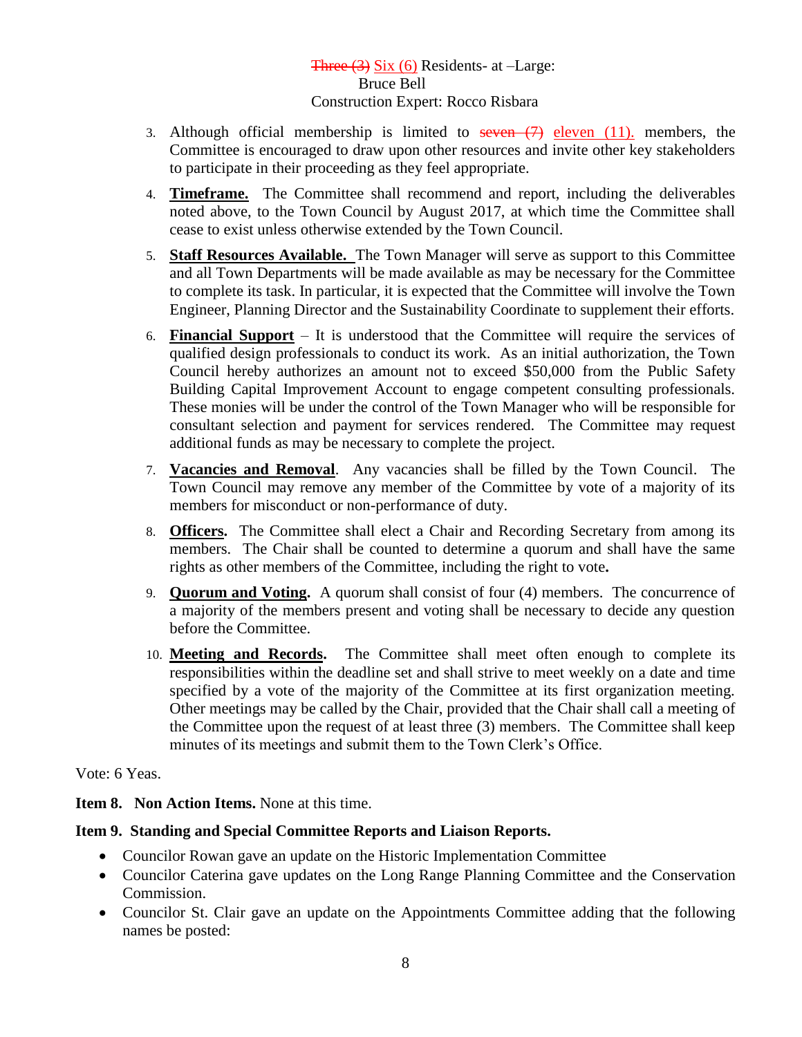~~Three (3)~~ Six (6) Residents- at –Large:
Bruce Bell
Construction Expert: Rocco Risbara

3. Although official membership is limited to ~~seven (7)~~ eleven (11). members, the Committee is encouraged to draw upon other resources and invite other key stakeholders to participate in their proceeding as they feel appropriate.
4. **Timeframe.** The Committee shall recommend and report, including the deliverables noted above, to the Town Council by August 2017, at which time the Committee shall cease to exist unless otherwise extended by the Town Council.
5. **Staff Resources Available.** The Town Manager will serve as support to this Committee and all Town Departments will be made available as may be necessary for the Committee to complete its task. In particular, it is expected that the Committee will involve the Town Engineer, Planning Director and the Sustainability Coordinate to supplement their efforts.
6. **Financial Support** – It is understood that the Committee will require the services of qualified design professionals to conduct its work. As an initial authorization, the Town Council hereby authorizes an amount not to exceed $50,000 from the Public Safety Building Capital Improvement Account to engage competent consulting professionals. These monies will be under the control of the Town Manager who will be responsible for consultant selection and payment for services rendered. The Committee may request additional funds as may be necessary to complete the project.
7. **Vacancies and Removal**. Any vacancies shall be filled by the Town Council. The Town Council may remove any member of the Committee by vote of a majority of its members for misconduct or non-performance of duty.
8. **Officers.** The Committee shall elect a Chair and Recording Secretary from among its members. The Chair shall be counted to determine a quorum and shall have the same rights as other members of the Committee, including the right to vote**.**
9. **Quorum and Voting.** A quorum shall consist of four (4) members. The concurrence of a majority of the members present and voting shall be necessary to decide any question before the Committee.
10. **Meeting and Records.** The Committee shall meet often enough to complete its responsibilities within the deadline set and shall strive to meet weekly on a date and time specified by a vote of the majority of the Committee at its first organization meeting. Other meetings may be called by the Chair, provided that the Chair shall call a meeting of the Committee upon the request of at least three (3) members. The Committee shall keep minutes of its meetings and submit them to the Town Clerk's Office.

Vote: 6 Yeas.

**Item 8. Non Action Items.** None at this time.

**Item 9. Standing and Special Committee Reports and Liaison Reports.**

- Councilor Rowan gave an update on the Historic Implementation Committee
- Councilor Caterina gave updates on the Long Range Planning Committee and the Conservation Commission.
- Councilor St. Clair gave an update on the Appointments Committee adding that the following names be posted: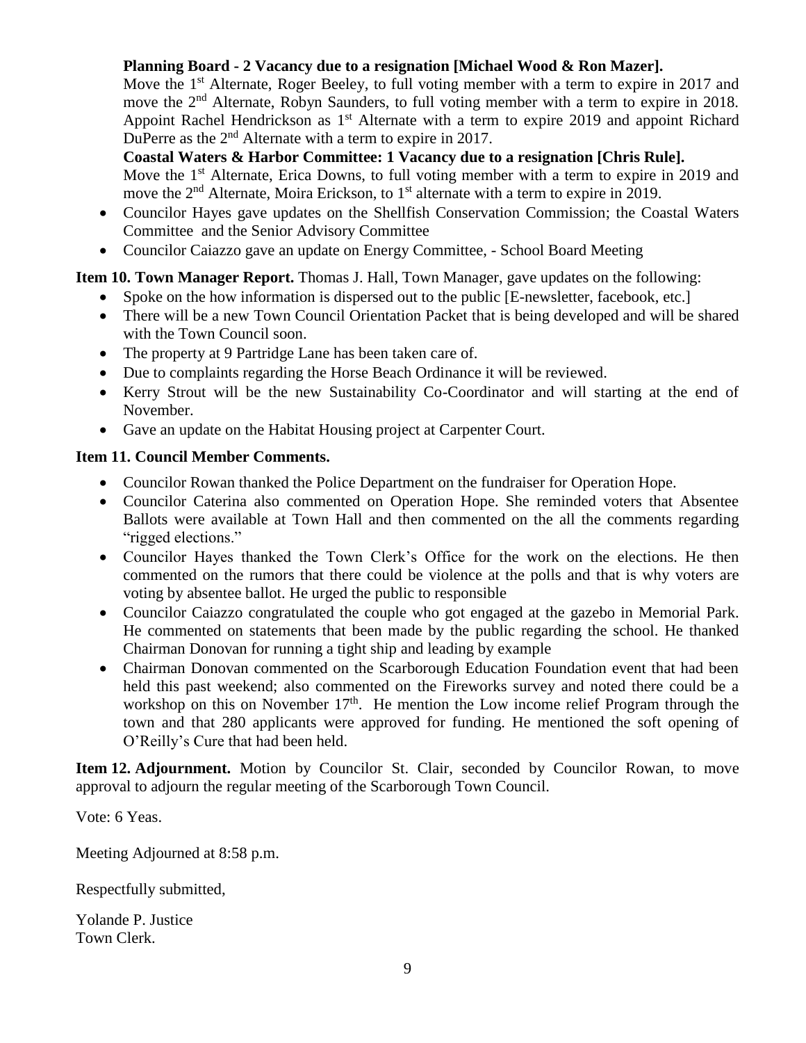**Planning Board - 2 Vacancy due to a resignation [Michael Wood & Ron Mazer].**

Move the 1st Alternate, Roger Beeley, to full voting member with a term to expire in 2017 and move the 2nd Alternate, Robyn Saunders, to full voting member with a term to expire in 2018. Appoint Rachel Hendrickson as 1st Alternate with a term to expire 2019 and appoint Richard DuPerre as the 2nd Alternate with a term to expire in 2017.

**Coastal Waters & Harbor Committee: 1 Vacancy due to a resignation [Chris Rule].**

Move the 1st Alternate, Erica Downs, to full voting member with a term to expire in 2019 and move the 2nd Alternate, Moira Erickson, to 1st alternate with a term to expire in 2019.

- Councilor Hayes gave updates on the Shellfish Conservation Commission; the Coastal Waters Committee and the Senior Advisory Committee
- Councilor Caiazzo gave an update on Energy Committee, - School Board Meeting

**Item 10. Town Manager Report.** Thomas J. Hall, Town Manager, gave updates on the following:

- Spoke on the how information is dispersed out to the public [E-newsletter, facebook, etc.]
- There will be a new Town Council Orientation Packet that is being developed and will be shared with the Town Council soon.
- The property at 9 Partridge Lane has been taken care of.
- Due to complaints regarding the Horse Beach Ordinance it will be reviewed.
- Kerry Strout will be the new Sustainability Co-Coordinator and will starting at the end of November.
- Gave an update on the Habitat Housing project at Carpenter Court.

**Item 11. Council Member Comments.**

- Councilor Rowan thanked the Police Department on the fundraiser for Operation Hope.
- Councilor Caterina also commented on Operation Hope. She reminded voters that Absentee Ballots were available at Town Hall and then commented on the all the comments regarding "rigged elections."
- Councilor Hayes thanked the Town Clerk's Office for the work on the elections. He then commented on the rumors that there could be violence at the polls and that is why voters are voting by absentee ballot. He urged the public to responsible
- Councilor Caiazzo congratulated the couple who got engaged at the gazebo in Memorial Park. He commented on statements that been made by the public regarding the school. He thanked Chairman Donovan for running a tight ship and leading by example
- Chairman Donovan commented on the Scarborough Education Foundation event that had been held this past weekend; also commented on the Fireworks survey and noted there could be a workshop on this on November 17th. He mention the Low income relief Program through the town and that 280 applicants were approved for funding. He mentioned the soft opening of O'Reilly's Cure that had been held.

**Item 12. Adjournment.** Motion by Councilor St. Clair, seconded by Councilor Rowan, to move approval to adjourn the regular meeting of the Scarborough Town Council.

Vote: 6 Yeas.

Meeting Adjourned at 8:58 p.m.

Respectfully submitted,

Yolande P. Justice
Town Clerk.